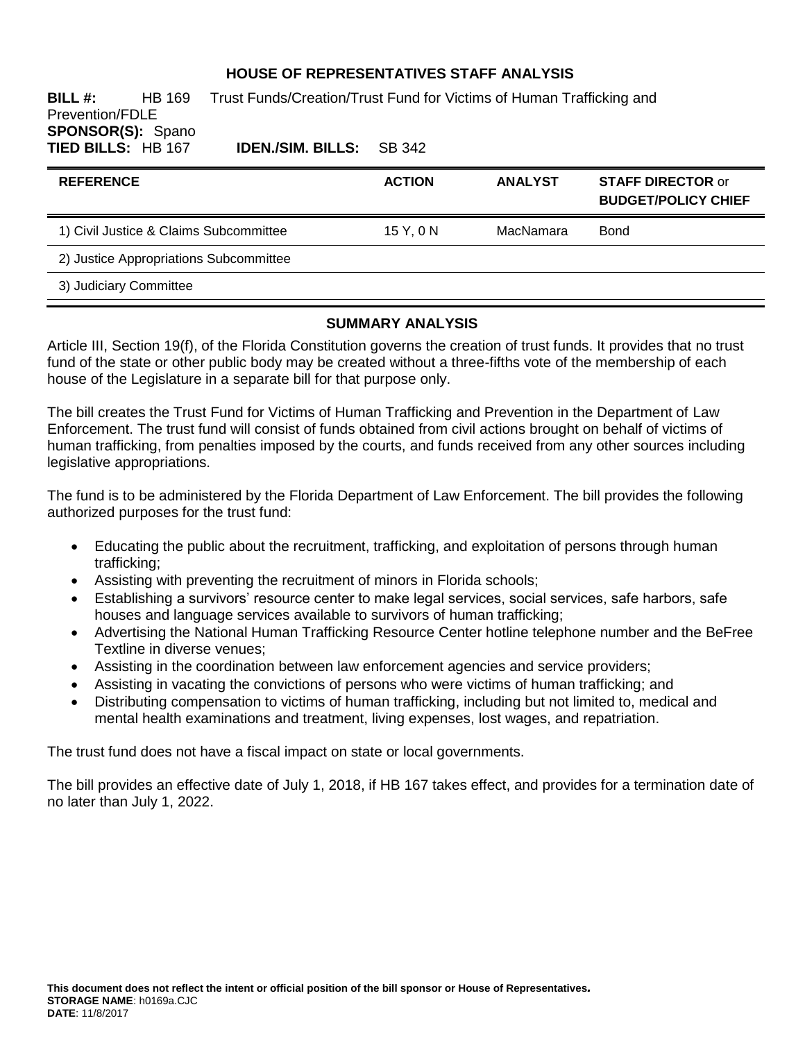# HOUSE OF REPRESENTATIVES STAFF ANALYSIS

**BILL #:** HB 169 Trust Funds/Creation/Trust Fund for Victims of Human Trafficking and Prevention/FDLE
**SPONSOR(S):** Spano
**TIED BILLS:** HB 167 **IDEN./SIM. BILLS:** SB 342

| REFERENCE | ACTION | ANALYST | STAFF DIRECTOR or BUDGET/POLICY CHIEF |
|---|---|---|---|
| 1) Civil Justice & Claims Subcommittee | 15 Y, 0 N | MacNamara | Bond |
| 2) Justice Appropriations Subcommittee | | | |
| 3) Judiciary Committee | | | |

## SUMMARY ANALYSIS

Article III, Section 19(f), of the Florida Constitution governs the creation of trust funds. It provides that no trust fund of the state or other public body may be created without a three-fifths vote of the membership of each house of the Legislature in a separate bill for that purpose only.

The bill creates the Trust Fund for Victims of Human Trafficking and Prevention in the Department of Law Enforcement. The trust fund will consist of funds obtained from civil actions brought on behalf of victims of human trafficking, from penalties imposed by the courts, and funds received from any other sources including legislative appropriations.

The fund is to be administered by the Florida Department of Law Enforcement. The bill provides the following authorized purposes for the trust fund:

- Educating the public about the recruitment, trafficking, and exploitation of persons through human trafficking;
- Assisting with preventing the recruitment of minors in Florida schools;
- Establishing a survivors' resource center to make legal services, social services, safe harbors, safe houses and language services available to survivors of human trafficking;
- Advertising the National Human Trafficking Resource Center hotline telephone number and the BeFree Textline in diverse venues;
- Assisting in the coordination between law enforcement agencies and service providers;
- Assisting in vacating the convictions of persons who were victims of human trafficking; and
- Distributing compensation to victims of human trafficking, including but not limited to, medical and mental health examinations and treatment, living expenses, lost wages, and repatriation.

The trust fund does not have a fiscal impact on state or local governments.

The bill provides an effective date of July 1, 2018, if HB 167 takes effect, and provides for a termination date of no later than July 1, 2022.

**This document does not reflect the intent or official position of the bill sponsor or House of Representatives.**
**STORAGE NAME**: h0169a.CJC
**DATE**: 11/8/2017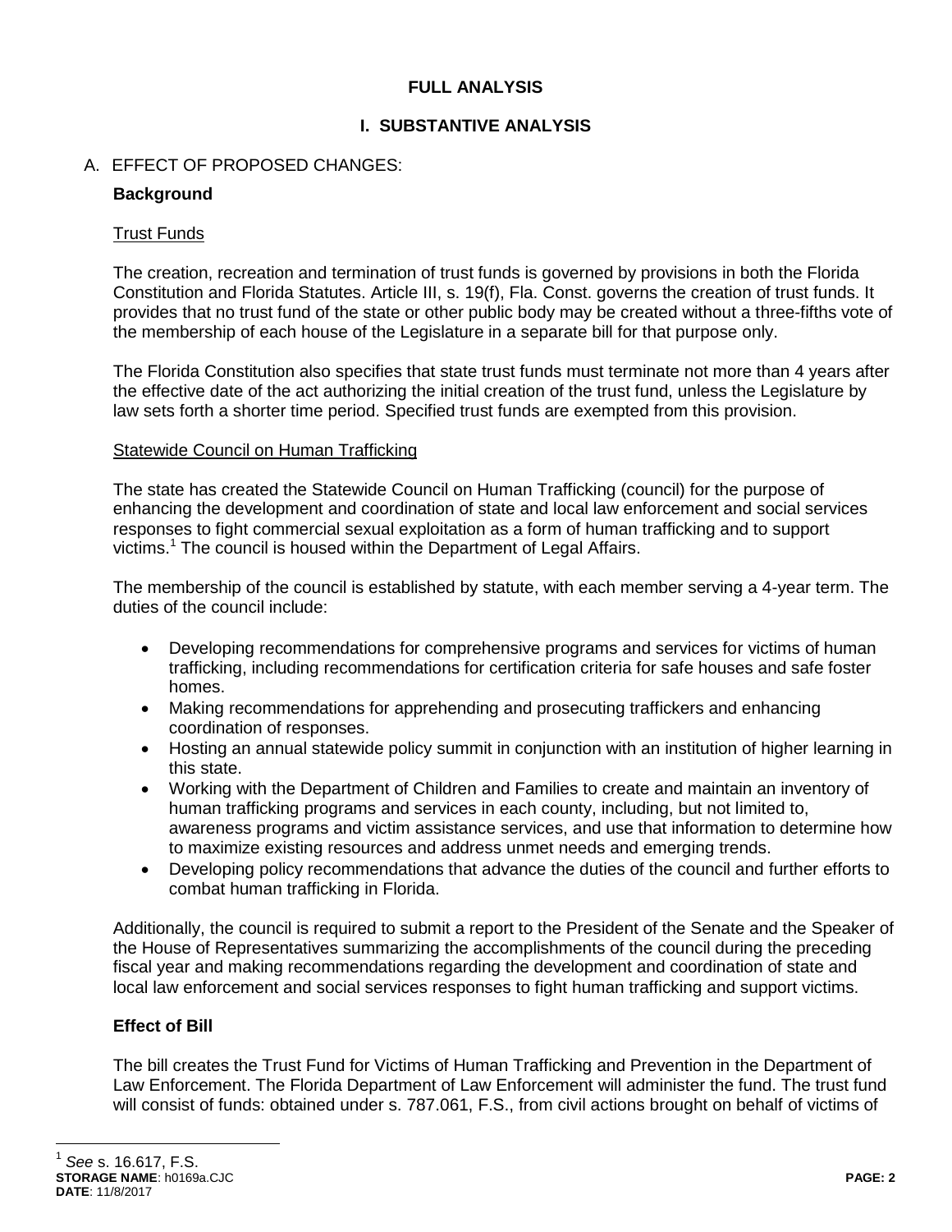**FULL ANALYSIS**

## I. SUBSTANTIVE ANALYSIS

### A. EFFECT OF PROPOSED CHANGES:

**Background**

Trust Funds

The creation, recreation and termination of trust funds is governed by provisions in both the Florida Constitution and Florida Statutes. Article III, s. 19(f), Fla. Const. governs the creation of trust funds. It provides that no trust fund of the state or other public body may be created without a three-fifths vote of the membership of each house of the Legislature in a separate bill for that purpose only.

The Florida Constitution also specifies that state trust funds must terminate not more than 4 years after the effective date of the act authorizing the initial creation of the trust fund, unless the Legislature by law sets forth a shorter time period. Specified trust funds are exempted from this provision.

Statewide Council on Human Trafficking

The state has created the Statewide Council on Human Trafficking (council) for the purpose of enhancing the development and coordination of state and local law enforcement and social services responses to fight commercial sexual exploitation as a form of human trafficking and to support victims.[1] The council is housed within the Department of Legal Affairs.

The membership of the council is established by statute, with each member serving a 4-year term. The duties of the council include:

- Developing recommendations for comprehensive programs and services for victims of human trafficking, including recommendations for certification criteria for safe houses and safe foster homes.
- Making recommendations for apprehending and prosecuting traffickers and enhancing coordination of responses.
- Hosting an annual statewide policy summit in conjunction with an institution of higher learning in this state.
- Working with the Department of Children and Families to create and maintain an inventory of human trafficking programs and services in each county, including, but not limited to, awareness programs and victim assistance services, and use that information to determine how to maximize existing resources and address unmet needs and emerging trends.
- Developing policy recommendations that advance the duties of the council and further efforts to combat human trafficking in Florida.

Additionally, the council is required to submit a report to the President of the Senate and the Speaker of the House of Representatives summarizing the accomplishments of the council during the preceding fiscal year and making recommendations regarding the development and coordination of state and local law enforcement and social services responses to fight human trafficking and support victims.

**Effect of Bill**

The bill creates the Trust Fund for Victims of Human Trafficking and Prevention in the Department of Law Enforcement. The Florida Department of Law Enforcement will administer the fund. The trust fund will consist of funds: obtained under s. 787.061, F.S., from civil actions brought on behalf of victims of

---

[1] *See* s. 16.617, F.S.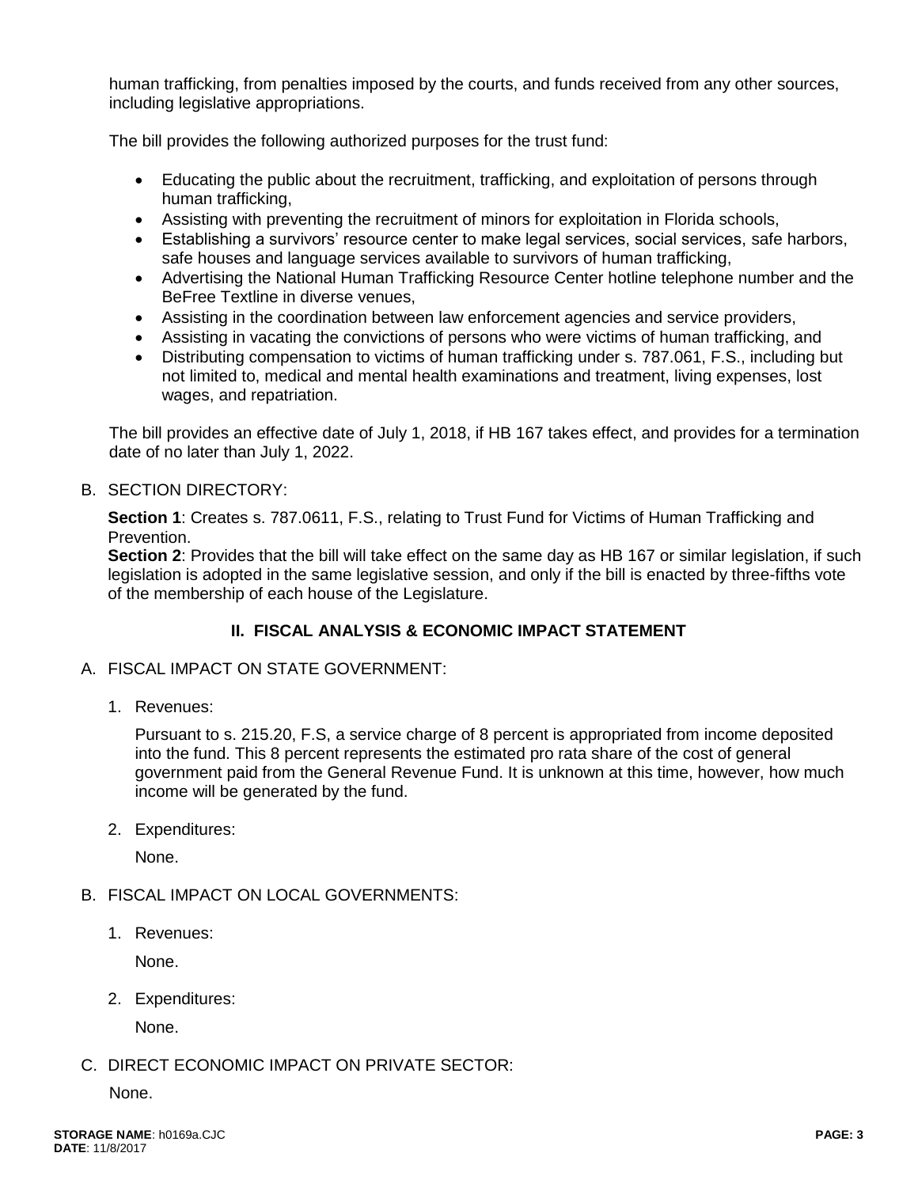human trafficking, from penalties imposed by the courts, and funds received from any other sources, including legislative appropriations.

The bill provides the following authorized purposes for the trust fund:

- Educating the public about the recruitment, trafficking, and exploitation of persons through human trafficking,
- Assisting with preventing the recruitment of minors for exploitation in Florida schools,
- Establishing a survivors' resource center to make legal services, social services, safe harbors, safe houses and language services available to survivors of human trafficking,
- Advertising the National Human Trafficking Resource Center hotline telephone number and the BeFree Textline in diverse venues,
- Assisting in the coordination between law enforcement agencies and service providers,
- Assisting in vacating the convictions of persons who were victims of human trafficking, and
- Distributing compensation to victims of human trafficking under s. 787.061, F.S., including but not limited to, medical and mental health examinations and treatment, living expenses, lost wages, and repatriation.

The bill provides an effective date of July 1, 2018, if HB 167 takes effect, and provides for a termination date of no later than July 1, 2022.

B. SECTION DIRECTORY:

**Section 1**: Creates s. 787.0611, F.S., relating to Trust Fund for Victims of Human Trafficking and Prevention.
**Section 2**: Provides that the bill will take effect on the same day as HB 167 or similar legislation, if such legislation is adopted in the same legislative session, and only if the bill is enacted by three-fifths vote of the membership of each house of the Legislature.

## II. FISCAL ANALYSIS & ECONOMIC IMPACT STATEMENT

A. FISCAL IMPACT ON STATE GOVERNMENT:

1. Revenues:

   Pursuant to s. 215.20, F.S, a service charge of 8 percent is appropriated from income deposited into the fund. This 8 percent represents the estimated pro rata share of the cost of general government paid from the General Revenue Fund. It is unknown at this time, however, how much income will be generated by the fund.

2. Expenditures:

   None.

B. FISCAL IMPACT ON LOCAL GOVERNMENTS:

1. Revenues:

   None.

2. Expenditures:

   None.

C. DIRECT ECONOMIC IMPACT ON PRIVATE SECTOR:

None.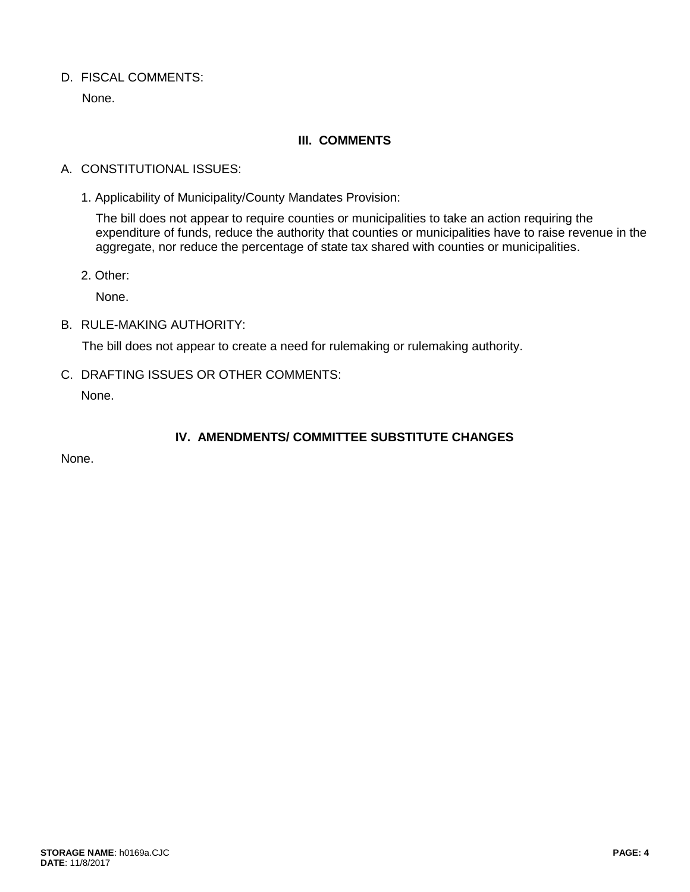D. FISCAL COMMENTS:

None.

## III. COMMENTS

A. CONSTITUTIONAL ISSUES:

1. Applicability of Municipality/County Mandates Provision:

The bill does not appear to require counties or municipalities to take an action requiring the expenditure of funds, reduce the authority that counties or municipalities have to raise revenue in the aggregate, nor reduce the percentage of state tax shared with counties or municipalities.

2. Other:

None.

B. RULE-MAKING AUTHORITY:

The bill does not appear to create a need for rulemaking or rulemaking authority.

C. DRAFTING ISSUES OR OTHER COMMENTS:

None.

## IV. AMENDMENTS/ COMMITTEE SUBSTITUTE CHANGES

None.